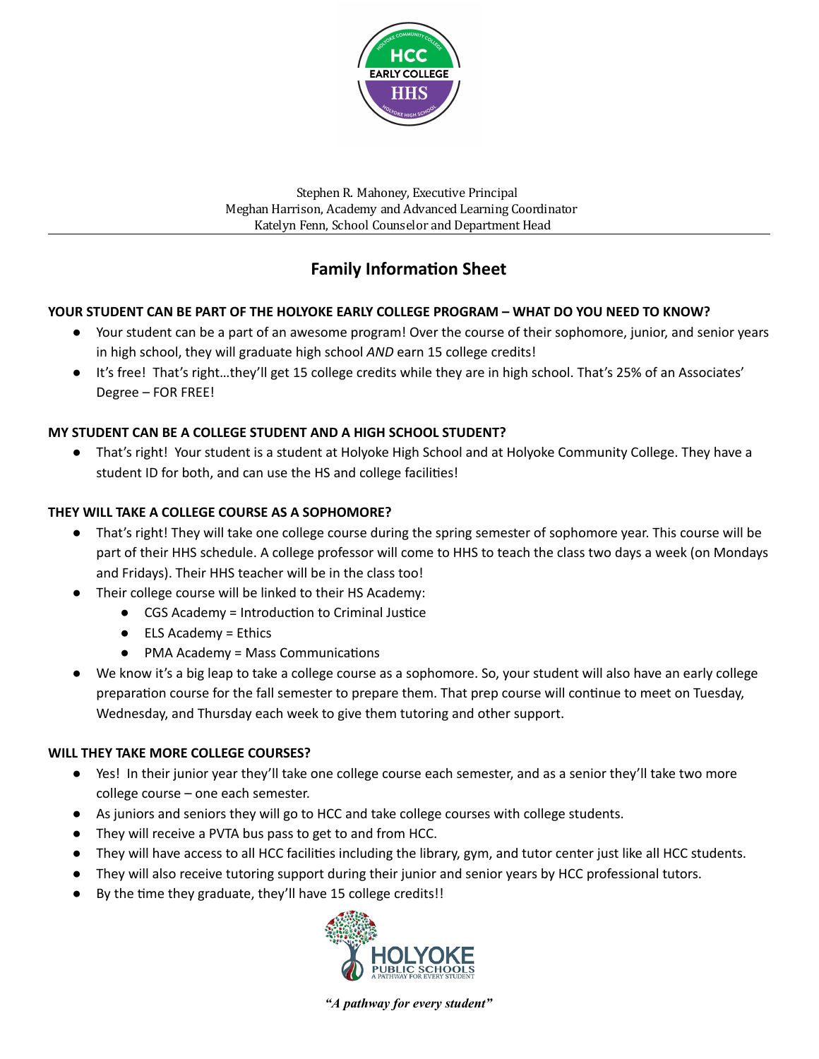Stephen R. Mahoney, Executive Principal
Meghan Harrison, Academy and Advanced Learning Coordinator
Katelyn Fenn, School Counselor and Department Head

# Family Information Sheet

**YOUR STUDENT CAN BE PART OF THE HOLYOKE EARLY COLLEGE PROGRAM – WHAT DO YOU NEED TO KNOW?**

- Your student can be a part of an awesome program! Over the course of their sophomore, junior, and senior years in high school, they will graduate high school *AND* earn 15 college credits!
- It's free! That's right…they'll get 15 college credits while they are in high school. That's 25% of an Associates' Degree – FOR FREE!

**MY STUDENT CAN BE A COLLEGE STUDENT AND A HIGH SCHOOL STUDENT?**

- That's right! Your student is a student at Holyoke High School and at Holyoke Community College. They have a student ID for both, and can use the HS and college facilities!

**THEY WILL TAKE A COLLEGE COURSE AS A SOPHOMORE?**

- That's right! They will take one college course during the spring semester of sophomore year. This course will be part of their HHS schedule. A college professor will come to HHS to teach the class two days a week (on Mondays and Fridays). Their HHS teacher will be in the class too!
- Their college course will be linked to their HS Academy:
  - CGS Academy = Introduction to Criminal Justice
  - ELS Academy = Ethics
  - PMA Academy = Mass Communications
- We know it's a big leap to take a college course as a sophomore. So, your student will also have an early college preparation course for the fall semester to prepare them. That prep course will continue to meet on Tuesday, Wednesday, and Thursday each week to give them tutoring and other support.

**WILL THEY TAKE MORE COLLEGE COURSES?**

- Yes! In their junior year they'll take one college course each semester, and as a senior they'll take two more college course – one each semester.
- As juniors and seniors they will go to HCC and take college courses with college students.
- They will receive a PVTA bus pass to get to and from HCC.
- They will have access to all HCC facilities including the library, gym, and tutor center just like all HCC students.
- They will also receive tutoring support during their junior and senior years by HCC professional tutors.
- By the time they graduate, they'll have 15 college credits!!

***"A pathway for every student"***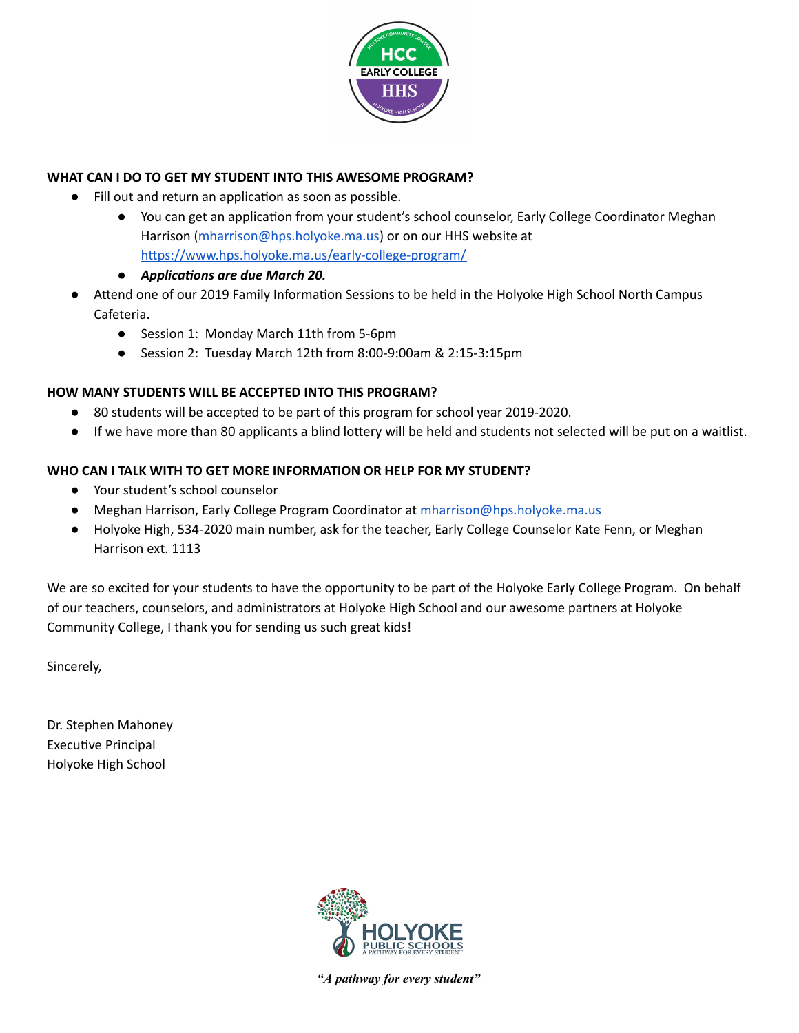**WHAT CAN I DO TO GET MY STUDENT INTO THIS AWESOME PROGRAM?**

- Fill out and return an application as soon as possible.
  - You can get an application from your student's school counselor, Early College Coordinator Meghan Harrison (mharrison@hps.holyoke.ma.us) or on our HHS website at https://www.hps.holyoke.ma.us/early-college-program/
  - ***Applications are due March 20.***
- Attend one of our 2019 Family Information Sessions to be held in the Holyoke High School North Campus Cafeteria.
  - Session 1: Monday March 11th from 5-6pm
  - Session 2: Tuesday March 12th from 8:00-9:00am & 2:15-3:15pm

**HOW MANY STUDENTS WILL BE ACCEPTED INTO THIS PROGRAM?**

- 80 students will be accepted to be part of this program for school year 2019-2020.
- If we have more than 80 applicants a blind lottery will be held and students not selected will be put on a waitlist.

**WHO CAN I TALK WITH TO GET MORE INFORMATION OR HELP FOR MY STUDENT?**

- Your student's school counselor
- Meghan Harrison, Early College Program Coordinator at mharrison@hps.holyoke.ma.us
- Holyoke High, 534-2020 main number, ask for the teacher, Early College Counselor Kate Fenn, or Meghan Harrison ext. 1113

We are so excited for your students to have the opportunity to be part of the Holyoke Early College Program. On behalf of our teachers, counselors, and administrators at Holyoke High School and our awesome partners at Holyoke Community College, I thank you for sending us such great kids!

Sincerely,

Dr. Stephen Mahoney
Executive Principal
Holyoke High School

*"A pathway for every student"*